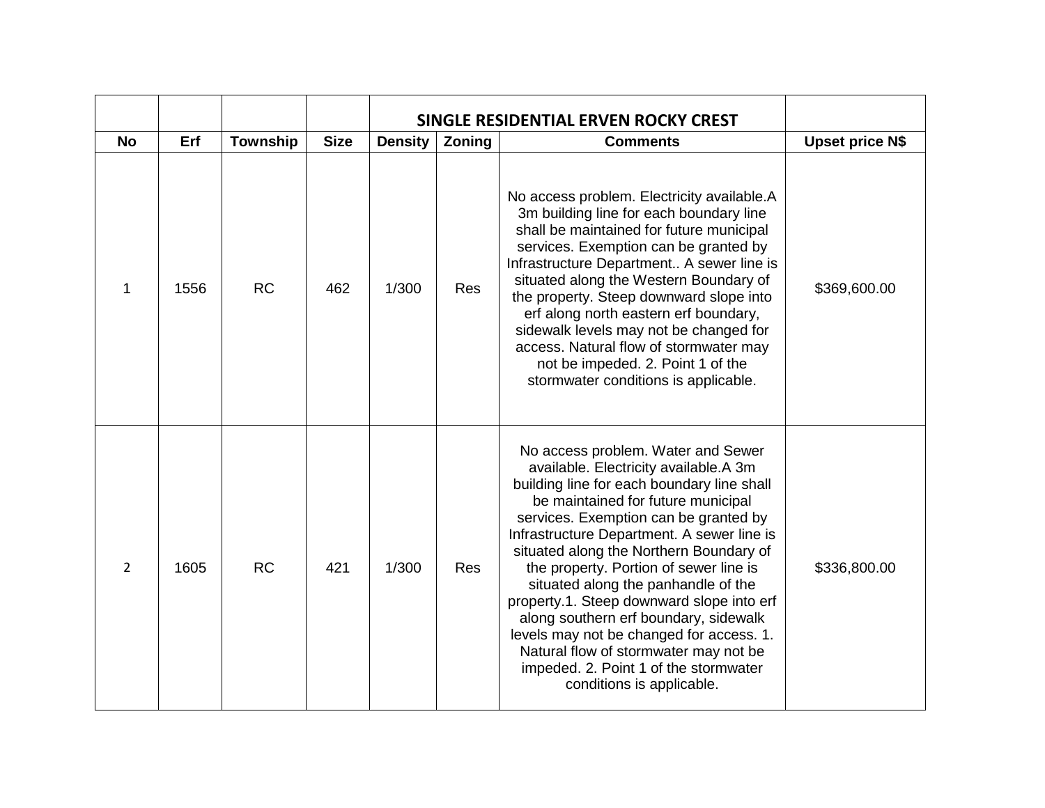| | | | | SINGLE RESIDENTIAL ERVEN ROCKY CREST | | | |
|---|---|---|---|---|---|---|---|
| **No** | **Erf** | **Township** | **Size** | **Density** | **Zoning** | **Comments** | **Upset price N$** |
| 1 | 1556 | RC | 462 | 1/300 | Res | No access problem. Electricity available.A 3m building line for each boundary line shall be maintained for future municipal services. Exemption can be granted by Infrastructure Department.. A sewer line is situated along the Western Boundary of the property. Steep downward slope into erf along north eastern erf boundary, sidewalk levels may not be changed for access. Natural flow of stormwater may not be impeded. 2. Point 1 of the stormwater conditions is applicable. | $369,600.00 |
| 2 | 1605 | RC | 421 | 1/300 | Res | No access problem. Water and Sewer available. Electricity available.A 3m building line for each boundary line shall be maintained for future municipal services. Exemption can be granted by Infrastructure Department. A sewer line is situated along the Northern Boundary of the property. Portion of sewer line is situated along the panhandle of the property.1. Steep downward slope into erf along southern erf boundary, sidewalk levels may not be changed for access. 1. Natural flow of stormwater may not be impeded. 2. Point 1 of the stormwater conditions is applicable. | $336,800.00 |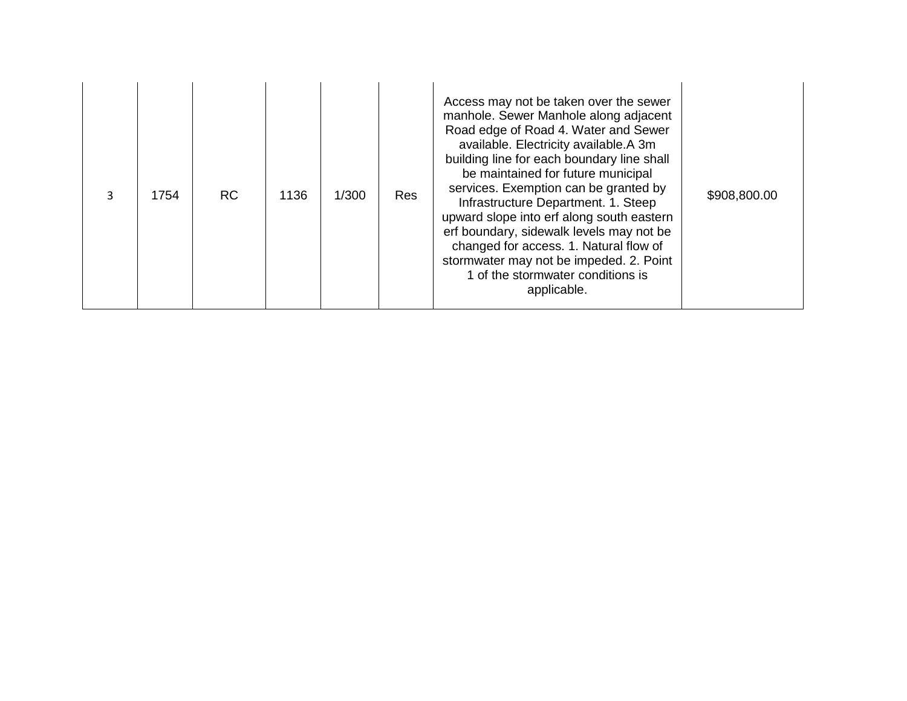| | | | | | | | |
|---|---|---|---|---|---|---|---|
| 3 | 1754 | RC | 1136 | 1/300 | Res | Access may not be taken over the sewer manhole. Sewer Manhole along adjacent Road edge of Road 4. Water and Sewer available. Electricity available.A 3m building line for each boundary line shall be maintained for future municipal services. Exemption can be granted by Infrastructure Department. 1. Steep upward slope into erf along south eastern erf boundary, sidewalk levels may not be changed for access. 1. Natural flow of stormwater may not be impeded. 2. Point 1 of the stormwater conditions is applicable. | $908,800.00 |